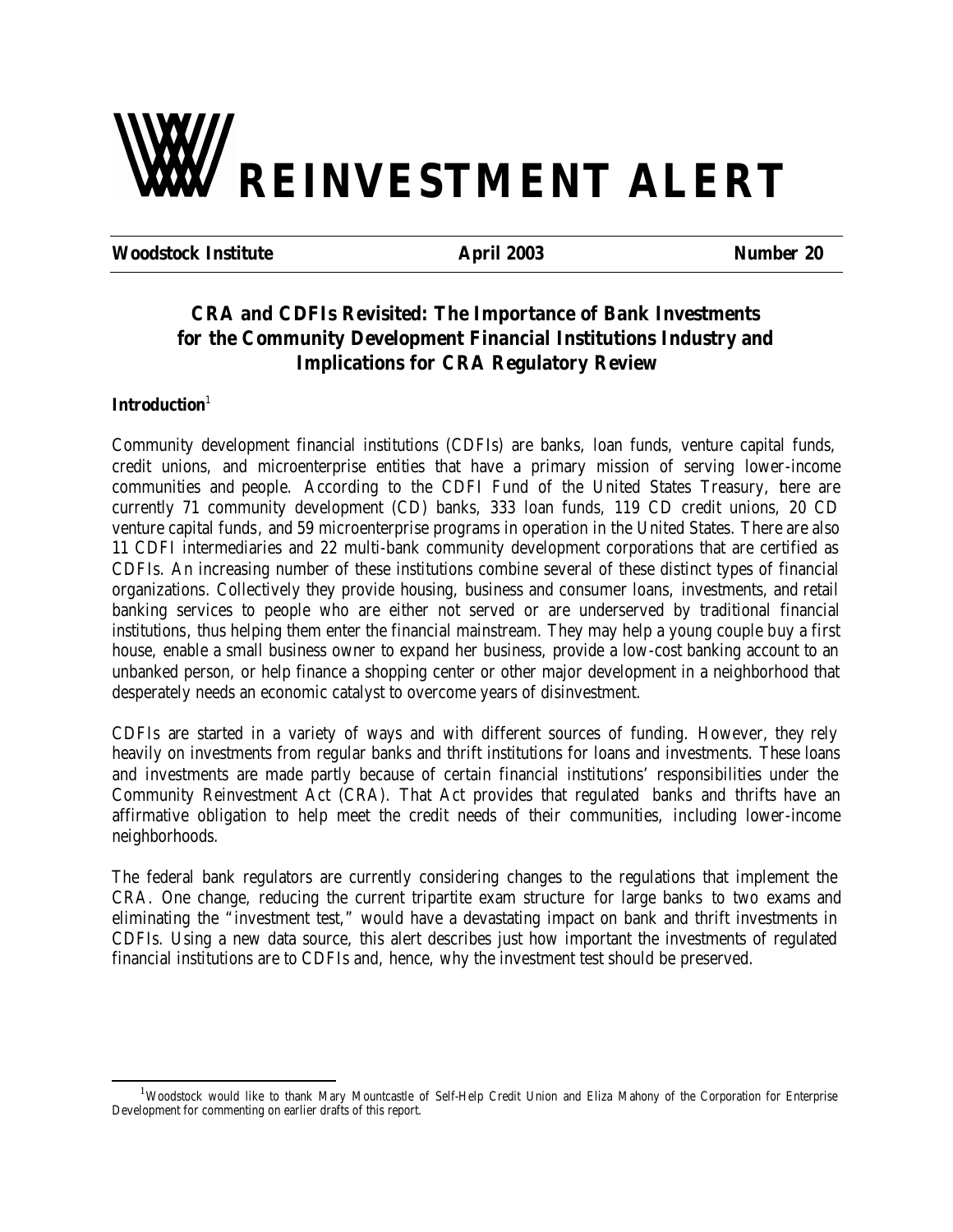# REINVESTMENT ALERT

**Woodstock Institute** | **April 2003** | **Number 20**

## CRA and CDFIs Revisited: The Importance of Bank Investments for the Community Development Financial Institutions Industry and Implications for CRA Regulatory Review

**Introduction**[1]

Community development financial institutions (CDFIs) are banks, loan funds, venture capital funds, credit unions, and microenterprise entities that have a primary mission of serving lower-income communities and people. According to the CDFI Fund of the United States Treasury, there are currently 71 community development (CD) banks, 333 loan funds, 119 CD credit unions, 20 CD venture capital funds, and 59 microenterprise programs in operation in the United States. There are also 11 CDFI intermediaries and 22 multi-bank community development corporations that are certified as CDFIs. An increasing number of these institutions combine several of these distinct types of financial organizations. Collectively they provide housing, business and consumer loans, investments, and retail banking services to people who are either not served or are underserved by traditional financial institutions, thus helping them enter the financial mainstream. They may help a young couple buy a first house, enable a small business owner to expand her business, provide a low-cost banking account to an unbanked person, or help finance a shopping center or other major development in a neighborhood that desperately needs an economic catalyst to overcome years of disinvestment.

CDFIs are started in a variety of ways and with different sources of funding. However, they rely heavily on investments from regular banks and thrift institutions for loans and investments. These loans and investments are made partly because of certain financial institutions' responsibilities under the Community Reinvestment Act (CRA). That Act provides that regulated banks and thrifts have an affirmative obligation to help meet the credit needs of their communities, including lower-income neighborhoods.

The federal bank regulators are currently considering changes to the regulations that implement the CRA. One change, reducing the current tripartite exam structure for large banks to two exams and eliminating the "investment test," would have a devastating impact on bank and thrift investments in CDFIs. Using a new data source, this alert describes just how important the investments of regulated financial institutions are to CDFIs and, hence, why the investment test should be preserved.

[1] Woodstock would like to thank Mary Mountcastle of Self-Help Credit Union and Eliza Mahony of the Corporation for Enterprise Development for commenting on earlier drafts of this report.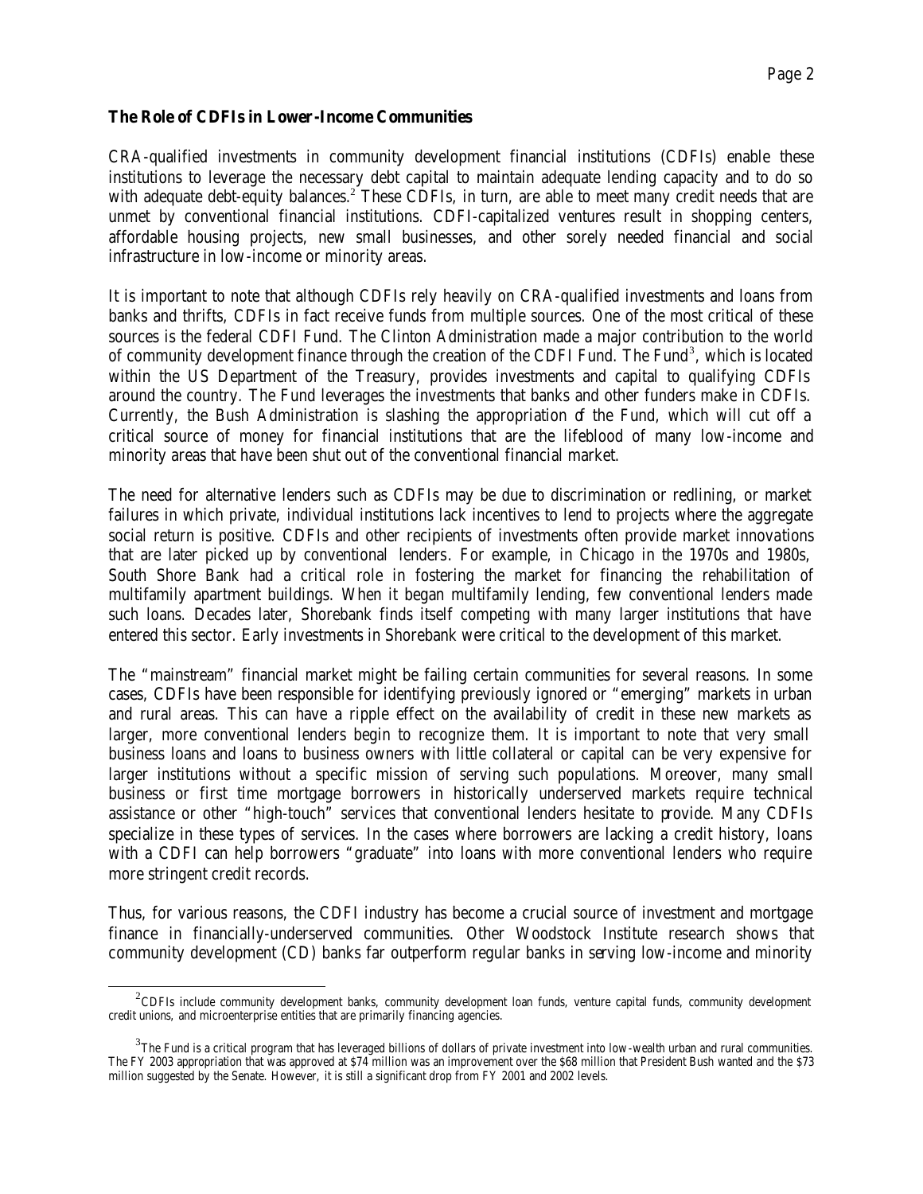**The Role of CDFIs in Lower-Income Communities**

CRA-qualified investments in community development financial institutions (CDFIs) enable these institutions to leverage the necessary debt capital to maintain adequate lending capacity and to do so with adequate debt-equity balances.[2] These CDFIs, in turn, are able to meet many credit needs that are unmet by conventional financial institutions. CDFI-capitalized ventures result in shopping centers, affordable housing projects, new small businesses, and other sorely needed financial and social infrastructure in low-income or minority areas.

It is important to note that although CDFIs rely heavily on CRA-qualified investments and loans from banks and thrifts, CDFIs in fact receive funds from multiple sources. One of the most critical of these sources is the federal CDFI Fund. The Clinton Administration made a major contribution to the world of community development finance through the creation of the CDFI Fund. The Fund[3], which is located within the US Department of the Treasury, provides investments and capital to qualifying CDFIs around the country. The Fund leverages the investments that banks and other funders make in CDFIs. Currently, the Bush Administration is slashing the appropriation of the Fund, which will cut off a critical source of money for financial institutions that are the lifeblood of many low-income and minority areas that have been shut out of the conventional financial market.

The need for alternative lenders such as CDFIs may be due to discrimination or redlining, or market failures in which private, individual institutions lack incentives to lend to projects where the aggregate social return is positive. CDFIs and other recipients of investments often provide market innovations that are later picked up by conventional lenders. For example, in Chicago in the 1970s and 1980s, South Shore Bank had a critical role in fostering the market for financing the rehabilitation of multifamily apartment buildings. When it began multifamily lending, few conventional lenders made such loans. Decades later, Shorebank finds itself competing with many larger institutions that have entered this sector. Early investments in Shorebank were critical to the development of this market.

The "mainstream" financial market might be failing certain communities for several reasons. In some cases, CDFIs have been responsible for identifying previously ignored or "emerging" markets in urban and rural areas. This can have a ripple effect on the availability of credit in these new markets as larger, more conventional lenders begin to recognize them. It is important to note that very small business loans and loans to business owners with little collateral or capital can be very expensive for larger institutions without a specific mission of serving such populations. Moreover, many small business or first time mortgage borrowers in historically underserved markets require technical assistance or other "high-touch" services that conventional lenders hesitate to provide. Many CDFIs specialize in these types of services. In the cases where borrowers are lacking a credit history, loans with a CDFI can help borrowers "graduate" into loans with more conventional lenders who require more stringent credit records.

Thus, for various reasons, the CDFI industry has become a crucial source of investment and mortgage finance in financially-underserved communities. Other Woodstock Institute research shows that community development (CD) banks far outperform regular banks in serving low-income and minority

[2] CDFIs include community development banks, community development loan funds, venture capital funds, community development credit unions, and microenterprise entities that are primarily financing agencies.

[3] The Fund is a critical program that has leveraged billions of dollars of private investment into low-wealth urban and rural communities. The FY 2003 appropriation that was approved at $74 million was an improvement over the $68 million that President Bush wanted and the $73 million suggested by the Senate. However, it is still a significant drop from FY 2001 and 2002 levels.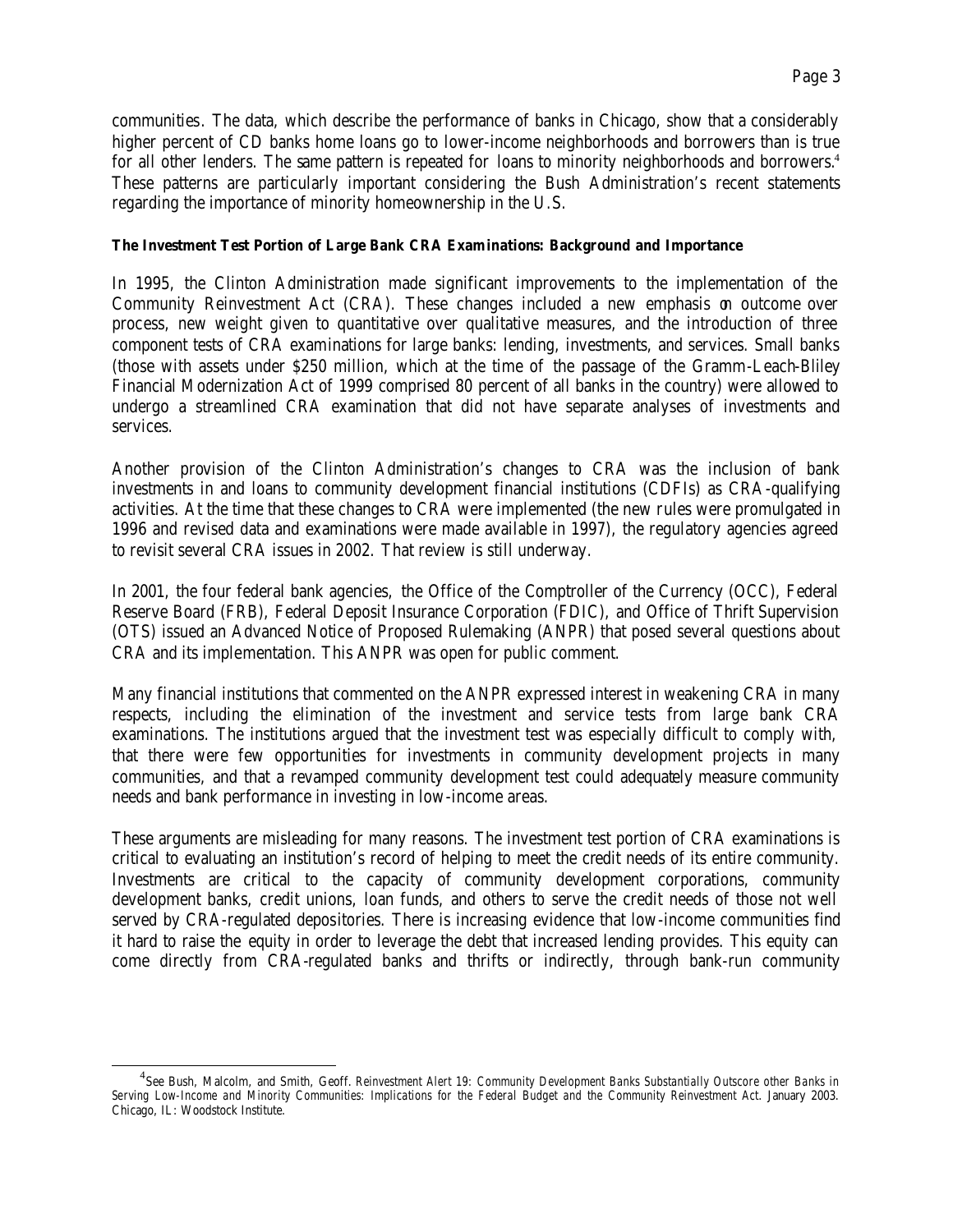communities. The data, which describe the performance of banks in Chicago, show that a considerably higher percent of CD banks home loans go to lower-income neighborhoods and borrowers than is true for all other lenders. The same pattern is repeated for loans to minority neighborhoods and borrowers.[4] These patterns are particularly important considering the Bush Administration's recent statements regarding the importance of minority homeownership in the U.S.

**The Investment Test Portion of Large Bank CRA Examinations: Background and Importance**

In 1995, the Clinton Administration made significant improvements to the implementation of the Community Reinvestment Act (CRA). These changes included a new emphasis on outcome over process, new weight given to quantitative over qualitative measures, and the introduction of three component tests of CRA examinations for large banks: lending, investments, and services. Small banks (those with assets under $250 million, which at the time of the passage of the Gramm-Leach-Bliley Financial Modernization Act of 1999 comprised 80 percent of all banks in the country) were allowed to undergo a streamlined CRA examination that did not have separate analyses of investments and services.

Another provision of the Clinton Administration's changes to CRA was the inclusion of bank investments in and loans to community development financial institutions (CDFIs) as CRA-qualifying activities. At the time that these changes to CRA were implemented (the new rules were promulgated in 1996 and revised data and examinations were made available in 1997), the regulatory agencies agreed to revisit several CRA issues in 2002. That review is still underway.

In 2001, the four federal bank agencies, the Office of the Comptroller of the Currency (OCC), Federal Reserve Board (FRB), Federal Deposit Insurance Corporation (FDIC), and Office of Thrift Supervision (OTS) issued an Advanced Notice of Proposed Rulemaking (ANPR) that posed several questions about CRA and its implementation. This ANPR was open for public comment.

Many financial institutions that commented on the ANPR expressed interest in weakening CRA in many respects, including the elimination of the investment and service tests from large bank CRA examinations. The institutions argued that the investment test was especially difficult to comply with, that there were few opportunities for investments in community development projects in many communities, and that a revamped community development test could adequately measure community needs and bank performance in investing in low-income areas.

These arguments are misleading for many reasons. The investment test portion of CRA examinations is critical to evaluating an institution's record of helping to meet the credit needs of its entire community. Investments are critical to the capacity of community development corporations, community development banks, credit unions, loan funds, and others to serve the credit needs of those not well served by CRA-regulated depositories. There is increasing evidence that low-income communities find it hard to raise the equity in order to leverage the debt that increased lending provides. This equity can come directly from CRA-regulated banks and thrifts or indirectly, through bank-run community

---

[4] See Bush, Malcolm, and Smith, Geoff. *Reinvestment Alert 19: Community Development Banks Substantially Outscore other Banks in Serving Low-Income and Minority Communities: Implications for the Federal Budget and the Community Reinvestment Act.* January 2003. Chicago, IL: Woodstock Institute.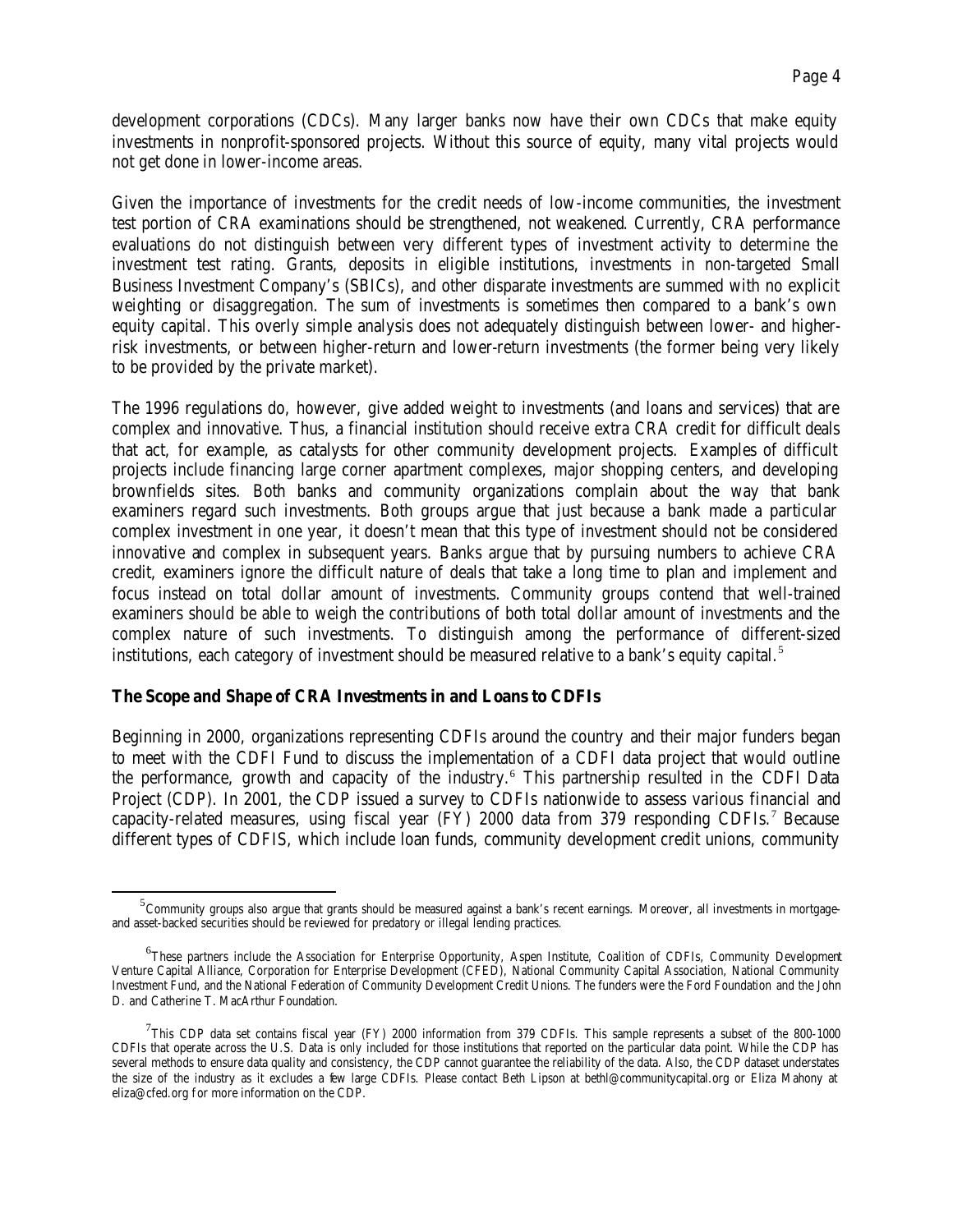development corporations (CDCs). Many larger banks now have their own CDCs that make equity investments in nonprofit-sponsored projects. Without this source of equity, many vital projects would not get done in lower-income areas.

Given the importance of investments for the credit needs of low-income communities, the investment test portion of CRA examinations should be strengthened, not weakened. Currently, CRA performance evaluations do not distinguish between very different types of investment activity to determine the investment test rating. Grants, deposits in eligible institutions, investments in non-targeted Small Business Investment Company's (SBICs), and other disparate investments are summed with no explicit weighting or disaggregation. The sum of investments is sometimes then compared to a bank's own equity capital. This overly simple analysis does not adequately distinguish between lower- and higher-risk investments, or between higher-return and lower-return investments (the former being very likely to be provided by the private market).

The 1996 regulations do, however, give added weight to investments (and loans and services) that are complex and innovative. Thus, a financial institution should receive extra CRA credit for difficult deals that act, for example, as catalysts for other community development projects. Examples of difficult projects include financing large corner apartment complexes, major shopping centers, and developing brownfields sites. Both banks and community organizations complain about the way that bank examiners regard such investments. Both groups argue that just because a bank made a particular complex investment in one year, it doesn't mean that this type of investment should not be considered innovative and complex in subsequent years. Banks argue that by pursuing numbers to achieve CRA credit, examiners ignore the difficult nature of deals that take a long time to plan and implement and focus instead on total dollar amount of investments. Community groups contend that well-trained examiners should be able to weigh the contributions of both total dollar amount of investments and the complex nature of such investments. To distinguish among the performance of different-sized institutions, each category of investment should be measured relative to a bank's equity capital.[5]

**The Scope and Shape of CRA Investments in and Loans to CDFIs**

Beginning in 2000, organizations representing CDFIs around the country and their major funders began to meet with the CDFI Fund to discuss the implementation of a CDFI data project that would outline the performance, growth and capacity of the industry.[6] This partnership resulted in the CDFI Data Project (CDP). In 2001, the CDP issued a survey to CDFIs nationwide to assess various financial and capacity-related measures, using fiscal year (FY) 2000 data from 379 responding CDFIs.[7] Because different types of CDFIS, which include loan funds, community development credit unions, community

---

[5] Community groups also argue that grants should be measured against a bank's recent earnings. Moreover, all investments in mortgage- and asset-backed securities should be reviewed for predatory or illegal lending practices.

[6] These partners include the Association for Enterprise Opportunity, Aspen Institute, Coalition of CDFIs, Community Development Venture Capital Alliance, Corporation for Enterprise Development (CFED), National Community Capital Association, National Community Investment Fund, and the National Federation of Community Development Credit Unions. The funders were the Ford Foundation and the John D. and Catherine T. MacArthur Foundation.

[7] This CDP data set contains fiscal year (FY) 2000 information from 379 CDFIs. This sample represents a subset of the 800-1000 CDFIs that operate across the U.S. Data is only included for those institutions that reported on the particular data point. While the CDP has several methods to ensure data quality and consistency, the CDP cannot guarantee the reliability of the data. Also, the CDP dataset understates the size of the industry as it excludes a few large CDFIs. Please contact Beth Lipson at bethl@communitycapital.org or Eliza Mahony at eliza@cfed.org for more information on the CDP.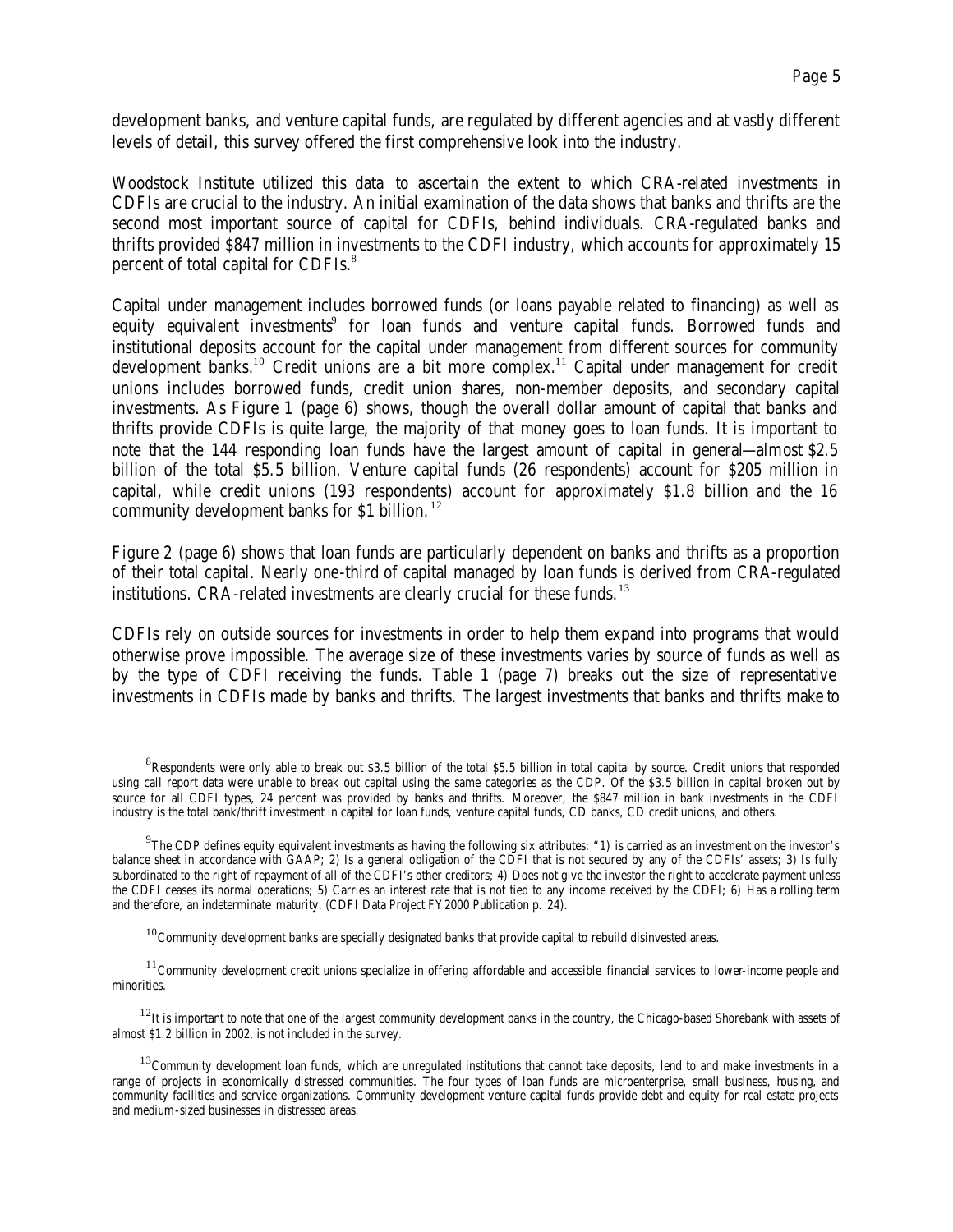development banks, and venture capital funds, are regulated by different agencies and at vastly different levels of detail, this survey offered the first comprehensive look into the industry.

Woodstock Institute utilized this data to ascertain the extent to which CRA-related investments in CDFIs are crucial to the industry. An initial examination of the data shows that banks and thrifts are the second most important source of capital for CDFIs, behind individuals. CRA-regulated banks and thrifts provided $847 million in investments to the CDFI industry, which accounts for approximately 15 percent of total capital for CDFIs.[8]

Capital under management includes borrowed funds (or loans payable related to financing) as well as equity equivalent investments[9] for loan funds and venture capital funds. Borrowed funds and institutional deposits account for the capital under management from different sources for community development banks.[10] Credit unions are a bit more complex.[11] Capital under management for credit unions includes borrowed funds, credit union shares, non-member deposits, and secondary capital investments. As Figure 1 (page 6) shows, though the overall dollar amount of capital that banks and thrifts provide CDFIs is quite large, the majority of that money goes to loan funds. It is important to note that the 144 responding loan funds have the largest amount of capital in general—almost $2.5 billion of the total $5.5 billion. Venture capital funds (26 respondents) account for $205 million in capital, while credit unions (193 respondents) account for approximately $1.8 billion and the 16 community development banks for $1 billion.[12]

Figure 2 (page 6) shows that loan funds are particularly dependent on banks and thrifts as a proportion of their total capital. Nearly one-third of capital managed by loan funds is derived from CRA-regulated institutions. CRA-related investments are clearly crucial for these funds.[13]

CDFIs rely on outside sources for investments in order to help them expand into programs that would otherwise prove impossible. The average size of these investments varies by source of funds as well as by the type of CDFI receiving the funds. Table 1 (page 7) breaks out the size of representative investments in CDFIs made by banks and thrifts. The largest investments that banks and thrifts make to

---

[8] Respondents were only able to break out $3.5 billion of the total $5.5 billion in total capital by source. Credit unions that responded using call report data were unable to break out capital using the same categories as the CDP. Of the $3.5 billion in capital broken out by source for all CDFI types, 24 percent was provided by banks and thrifts. Moreover, the $847 million in bank investments in the CDFI industry is the total bank/thrift investment in capital for loan funds, venture capital funds, CD banks, CD credit unions, and others.

[9] The CDP defines equity equivalent investments as having the following six attributes: "1) is carried as an investment on the investor's balance sheet in accordance with GAAP; 2) Is a general obligation of the CDFI that is not secured by any of the CDFIs' assets; 3) Is fully subordinated to the right of repayment of all of the CDFI's other creditors; 4) Does not give the investor the right to accelerate payment unless the CDFI ceases its normal operations; 5) Carries an interest rate that is not tied to any income received by the CDFI; 6) Has a rolling term and therefore, an indeterminate maturity. (CDFI Data Project FY2000 Publication p. 24).

[10] Community development banks are specially designated banks that provide capital to rebuild disinvested areas.

[11] Community development credit unions specialize in offering affordable and accessible financial services to lower-income people and minorities.

[12] It is important to note that one of the largest community development banks in the country, the Chicago-based Shorebank with assets of almost $1.2 billion in 2002, is not included in the survey.

[13] Community development loan funds, which are unregulated institutions that cannot take deposits, lend to and make investments in a range of projects in economically distressed communities. The four types of loan funds are microenterprise, small business, housing, and community facilities and service organizations. Community development venture capital funds provide debt and equity for real estate projects and medium-sized businesses in distressed areas.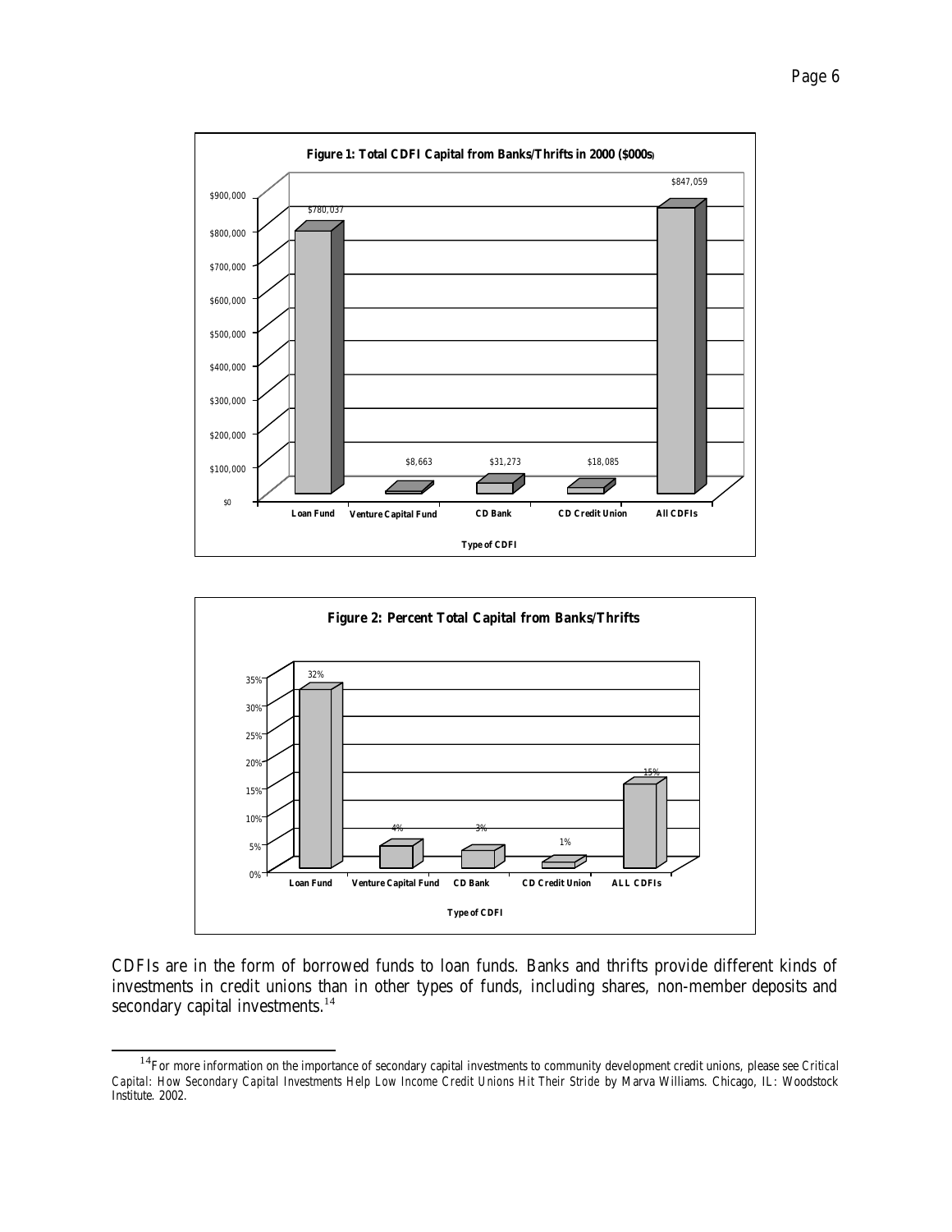**Figure 1: Total CDFI Capital from Banks/Thrifts in 2000 ($000s)**

| Type of CDFI | Capital ($000s) |
|---|---|
| Loan Fund | $780,037 |
| Venture Capital Fund | $8,663 |
| CD Bank | $31,273 |
| CD Credit Union | $18,085 |
| All CDFIs | $847,059 |

**Figure 2: Percent Total Capital from Banks/Thrifts**

| Type of CDFI | Percent |
|---|---|
| Loan Fund | 32% |
| Venture Capital Fund | 4% |
| CD Bank | 3% |
| CD Credit Union | 1% |
| ALL CDFIs | 15% |

CDFIs are in the form of borrowed funds to loan funds. Banks and thrifts provide different kinds of investments in credit unions than in other types of funds, including shares, non-member deposits and secondary capital investments.[14]

[14] For more information on the importance of secondary capital investments to community development credit unions, please see *Critical Capital: How Secondary Capital Investments Help Low Income Credit Unions Hit Their Stride* by Marva Williams. Chicago, IL: Woodstock Institute. 2002.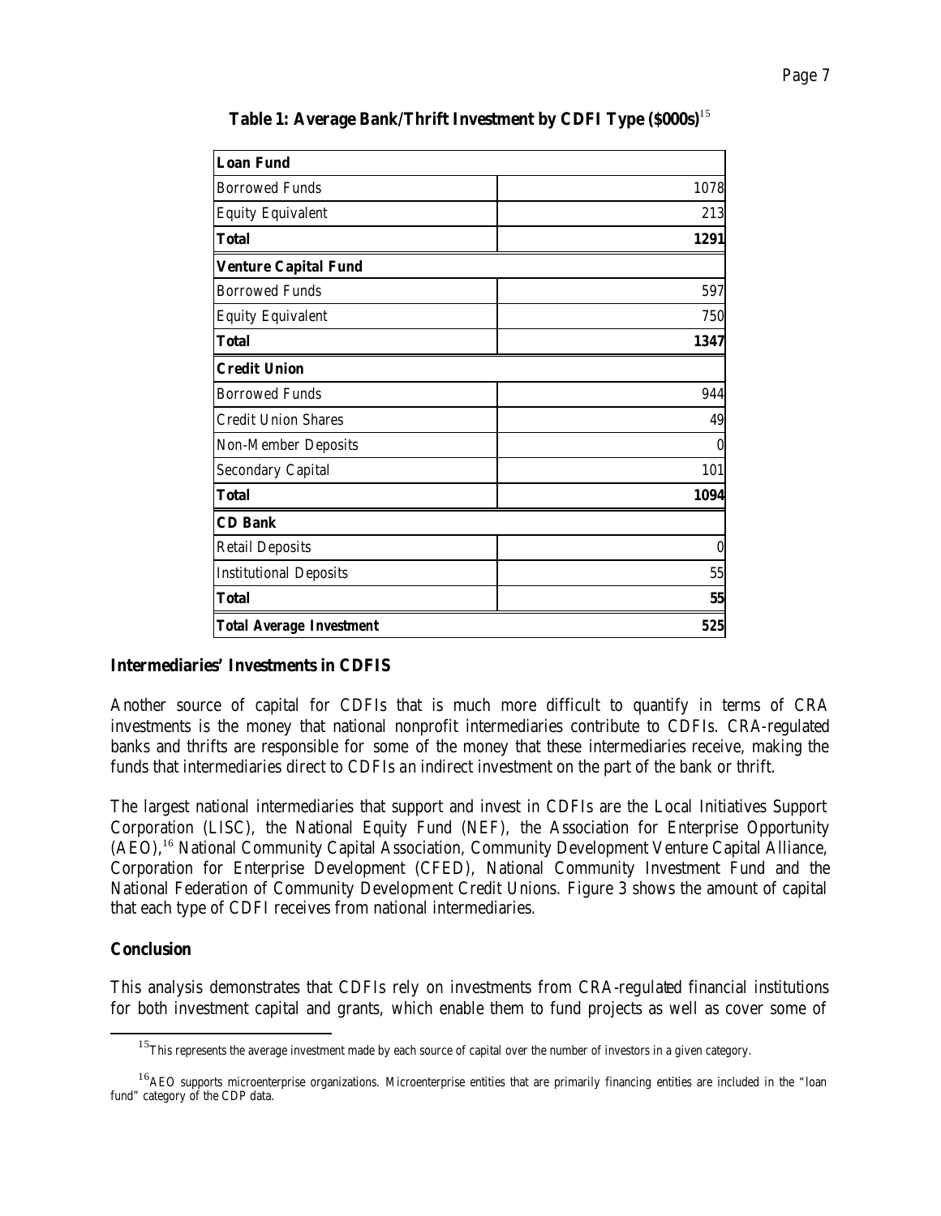**Table 1: Average Bank/Thrift Investment by CDFI Type ($000s)**[15]

| | |
|---|---|
| **Loan Fund** | |
| Borrowed Funds | 1078 |
| Equity Equivalent | 213 |
| **Total** | **1291** |
| **Venture Capital Fund** | |
| Borrowed Funds | 597 |
| Equity Equivalent | 750 |
| **Total** | **1347** |
| **Credit Union** | |
| Borrowed Funds | 944 |
| Credit Union Shares | 49 |
| Non-Member Deposits | 0 |
| Secondary Capital | 101 |
| **Total** | **1094** |
| **CD Bank** | |
| Retail Deposits | 0 |
| Institutional Deposits | 55 |
| **Total** | **55** |
| ***Total Average Investment*** | **525** |

### Intermediaries' Investments in CDFIS

Another source of capital for CDFIs that is much more difficult to quantify in terms of CRA investments is the money that national nonprofit intermediaries contribute to CDFIs. CRA-regulated banks and thrifts are responsible for some of the money that these intermediaries receive, making the funds that intermediaries direct to CDFIs an indirect investment on the part of the bank or thrift.

The largest national intermediaries that support and invest in CDFIs are the Local Initiatives Support Corporation (LISC), the National Equity Fund (NEF), the Association for Enterprise Opportunity (AEO),[16] National Community Capital Association, Community Development Venture Capital Alliance, Corporation for Enterprise Development (CFED), National Community Investment Fund and the National Federation of Community Development Credit Unions. Figure 3 shows the amount of capital that each type of CDFI receives from national intermediaries.

### Conclusion

This analysis demonstrates that CDFIs rely on investments from CRA-regulated financial institutions for both investment capital and grants, which enable them to fund projects as well as cover some of

[15] This represents the average investment made by each source of capital over the number of investors in a given category.

[16] AEO supports microenterprise organizations. Microenterprise entities that are primarily financing entities are included in the "loan fund" category of the CDP data.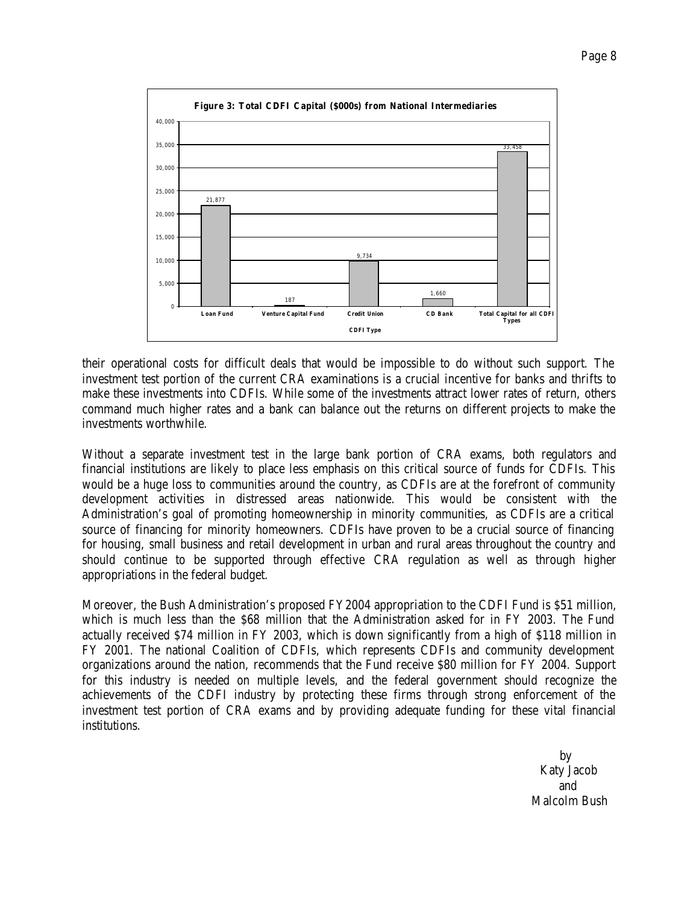**Figure 3: Total CDFI Capital ($000s) from National Intermediaries**

40,000
35,000
30,000
25,000
20,000
15,000
10,000
5,000
0

21,877
187
9,734
1,660
33,458

Loan Fund
Venture Capital Fund
Credit Union
CD Bank
Total Capital for all CDFI Types

CDFI Type

their operational costs for difficult deals that would be impossible to do without such support. The investment test portion of the current CRA examinations is a crucial incentive for banks and thrifts to make these investments into CDFIs. While some of the investments attract lower rates of return, others command much higher rates and a bank can balance out the returns on different projects to make the investments worthwhile.

Without a separate investment test in the large bank portion of CRA exams, both regulators and financial institutions are likely to place less emphasis on this critical source of funds for CDFIs. This would be a huge loss to communities around the country, as CDFIs are at the forefront of community development activities in distressed areas nationwide. This would be consistent with the Administration's goal of promoting homeownership in minority communities, as CDFIs are a critical source of financing for minority homeowners. CDFIs have proven to be a crucial source of financing for housing, small business and retail development in urban and rural areas throughout the country and should continue to be supported through effective CRA regulation as well as through higher appropriations in the federal budget.

Moreover, the Bush Administration's proposed FY2004 appropriation to the CDFI Fund is $51 million, which is much less than the $68 million that the Administration asked for in FY 2003. The Fund actually received $74 million in FY 2003, which is down significantly from a high of $118 million in FY 2001. The national Coalition of CDFIs, which represents CDFIs and community development organizations around the nation, recommends that the Fund receive $80 million for FY 2004. Support for this industry is needed on multiple levels, and the federal government should recognize the achievements of the CDFI industry by protecting these firms through strong enforcement of the investment test portion of CRA exams and by providing adequate funding for these vital financial institutions.

by
Katy Jacob
and
Malcolm Bush